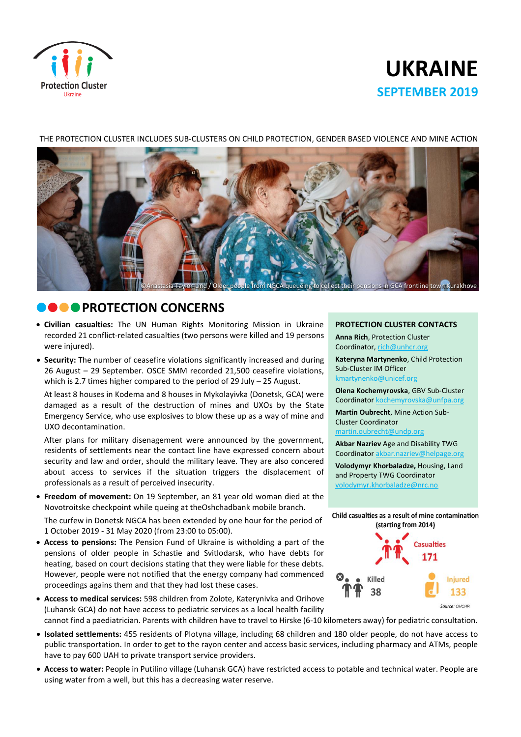Protection Cluster Ukraine

# UKRAINE

## SEPTEMBER 2019

THE PROTECTION CLUSTER INCLUDES SUB-CLUSTERS ON CHILD PROTECTION, GENDER BASED VIOLENCE AND MINE ACTION

©Anastasia Taylor-Lind / Older people from NGCA queueing to collect their pensions in GCA frontline town Kurakhove

## PROTECTION CONCERNS

- **Civilian casualties:** The UN Human Rights Monitoring Mission in Ukraine recorded 21 conflict-related casualties (two persons were killed and 19 persons were injured).
- **Security:** The number of ceasefire violations significantly increased and during 26 August – 29 September. OSCE SMM recorded 21,500 ceasefire violations, which is 2.7 times higher compared to the period of 29 July – 25 August.

  At least 8 houses in Kodema and 8 houses in Mykolayivka (Donetsk, GCA) were damaged as a result of the destruction of mines and UXOs by the State Emergency Service, who use explosives to blow these up as a way of mine and UXO decontamination.

  After plans for military disenagement were announced by the government, residents of settlements near the contact line have expressed concern about security and law and order, should the military leave. They are also concered about access to services if the situation triggers the displacement of professionals as a result of perceived insecurity.
- **Freedom of movement:** On 19 September, an 81 year old woman died at the Novotroitske checkpoint while queing at theOshchadbank mobile branch.

  The curfew in Donetsk NGCA has been extended by one hour for the period of 1 October 2019 - 31 May 2020 (from 23:00 to 05:00).
- **Access to pensions:** The Pension Fund of Ukraine is witholding a part of the pensions of older people in Schastie and Svitlodarsk, who have debts for heating, based on court decisions stating that they were liable for these debts. However, people were not notified that the energy company had commenced proceedings agains them and that they had lost these cases.
- **Access to medical services:** 598 children from Zolote, Katerynivka and Orihove (Luhansk GCA) do not have access to pediatric services as a local health facility cannot find a paediatrician. Parents with children have to travel to Hirske (6-10 kilometers away) for pediatric consultation.
- **Isolated settlements:** 455 residents of Plotyna village, including 68 children and 180 older people, do not have access to public transportation. In order to get to the rayon center and access basic services, including pharmacy and ATMs, people have to pay 600 UAH to private transport service providers.
- **Access to water:** People in Putilino village (Luhansk GCA) have restricted access to potable and technical water. People are using water from a well, but this has a decreasing water reserve.

### PROTECTION CLUSTER CONTACTS

**Anna Rich**, Protection Cluster Coordinator, rich@unhcr.org

**Kateryna Martynenko**, Child Protection Sub-Cluster IM Officer kmartynenko@unicef.org

**Olena Kochemyrovska**, GBV Sub-Cluster Coordinator kochemyrovska@unfpa.org

**Martin Oubrecht**, Mine Action Sub-Cluster Coordinator martin.oubrecht@undp.org

**Akbar Nazriev** Age and Disability TWG Coordinator akbar.nazriev@helpage.org

**Volodymyr Khorbaladze,** Housing, Land and Property TWG Coordinator volodymyr.khorbaladze@nrc.no

**Child casualties as a result of mine contamination (starting from 2014)**

Casualties: 171

Killed: 38

Injured: 133

Source: OHCHR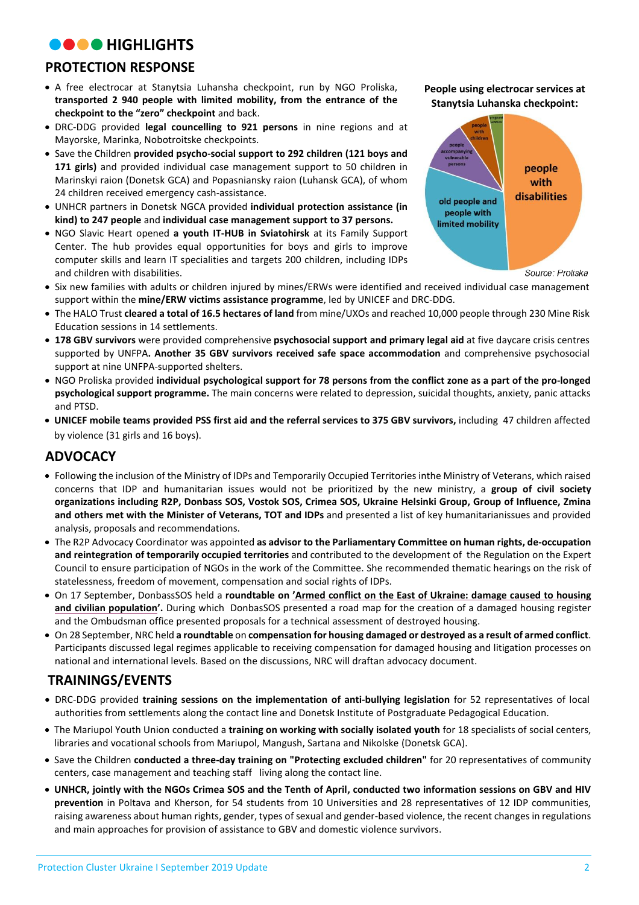## HIGHLIGHTS

## PROTECTION RESPONSE

- A free electrocar at Stanytsia Luhansha checkpoint, run by NGO Proliska, **transported 2 940 people with limited mobility, from the entrance of the checkpoint to the "zero" checkpoint** and back.
- DRC-DDG provided **legal councelling to 921 persons** in nine regions and at Mayorske, Marinka, Nobotroitske checkpoints.
- Save the Children **provided psycho-social support to 292 children (121 boys and 171 girls)** and provided individual case management support to 50 children in Marinskyi raion (Donetsk GCA) and Popasniansky raion (Luhansk GCA), of whom 24 children received emergency cash-assistance.
- UNHCR partners in Donetsk NGCA provided **individual protection assistance (in kind) to 247 people** and **individual case management support to 37 persons.**
- NGO Slavic Heart opened **a youth IT-HUB in Sviatohirsk** at its Family Support Center. The hub provides equal opportunities for boys and girls to improve computer skills and learn IT specialities and targets 200 children, including IDPs and children with disabilities.

**People using electrocar services at Stanytsia Luhanska checkpoint:**

people with disabilities
old people and people with limited mobility
people accompanying vulnerable persons
people with children
pregnant women

Source: Proliska

- Six new families with adults or children injured by mines/ERWs were identified and received individual case management support within the **mine/ERW victims assistance programme**, led by UNICEF and DRC-DDG.
- The HALO Trust **cleared a total of 16.5 hectares of land** from mine/UXOs and reached 10,000 people through 230 Mine Risk Education sessions in 14 settlements.
- **178 GBV survivors** were provided comprehensive **psychosocial support and primary legal aid** at five daycare crisis centres supported by UNFPA**. Another 35 GBV survivors received safe space accommodation** and comprehensive psychosocial support at nine UNFPA-supported shelters.
- NGO Proliska provided **individual psychological support for 78 persons from the conflict zone as a part of the pro-longed psychological support programme.** The main concerns were related to depression, suicidal thoughts, anxiety, panic attacks and PTSD.
- **UNICEF mobile teams provided PSS first aid and the referral services to 375 GBV survivors,** including 47 children affected by violence (31 girls and 16 boys).

## ADVOCACY

- Following the inclusion of the Ministry of IDPs and Temporarily Occupied Territories inthe Ministry of Veterans, which raised concerns that IDP and humanitarian issues would not be prioritized by the new ministry, a **group of civil society organizations including R2P, Donbass SOS, Vostok SOS, Crimea SOS, Ukraine Helsinki Group, Group of Influence, Zmina and others met with the Minister of Veterans, TOT and IDPs** and presented a list of key humanitarianissues and provided analysis, proposals and recommendations.
- The R2P Advocacy Coordinator was appointed **as advisor to the Parliamentary Committee on human rights, de-occupation and reintegration of temporarily occupied territories** and contributed to the development of the Regulation on the Expert Council to ensure participation of NGOs in the work of the Committee. She recommended thematic hearings on the risk of statelessness, freedom of movement, compensation and social rights of IDPs.
- On 17 September, DonbassSOS held a **roundtable on 'Armed conflict on the East of Ukraine: damage caused to housing and civilian population'.** During which DonbasSOS presented a road map for the creation of a damaged housing register and the Ombudsman office presented proposals for a technical assessment of destroyed housing.
- On 28 September, NRC held **a roundtable** on **compensation for housing damaged or destroyed as a result of armed conflict**. Participants discussed legal regimes applicable to receiving compensation for damaged housing and litigation processes on national and international levels. Based on the discussions, NRC will draftan advocacy document.

## TRAININGS/EVENTS

- DRC-DDG provided **training sessions on the implementation of anti-bullying legislation** for 52 representatives of local authorities from settlements along the contact line and Donetsk Institute of Postgraduate Pedagogical Education.
- The Mariupol Youth Union conducted a **training on working with socially isolated youth** for 18 specialists of social centers, libraries and vocational schools from Mariupol, Mangush, Sartana and Nikolske (Donetsk GCA).
- Save the Children **conducted a three-day training on "Protecting excluded children"** for 20 representatives of community centers, case management and teaching staff living along the contact line.
- **UNHCR, jointly with the NGOs Crimea SOS and the Tenth of April, conducted two information sessions on GBV and HIV prevention** in Poltava and Kherson, for 54 students from 10 Universities and 28 representatives of 12 IDP communities, raising awareness about human rights, gender, types of sexual and gender-based violence, the recent changes in regulations and main approaches for provision of assistance to GBV and domestic violence survivors.